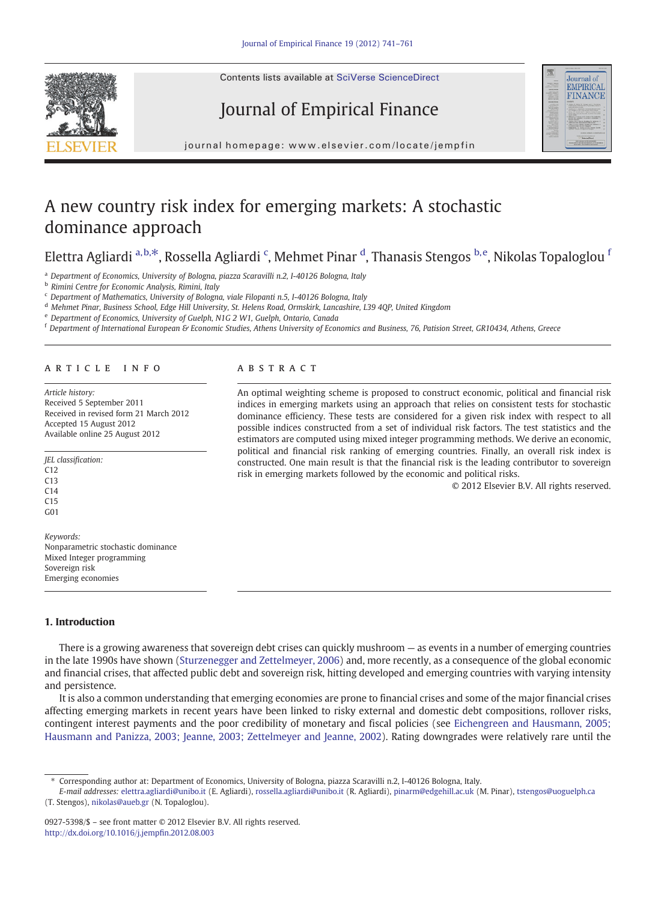# A new country risk index for emerging markets: A stochastic dominance approach

Elettra Agliardi [a,b,*], Rossella Agliardi [c], Mehmet Pinar [d], Thanasis Stengos [b,e], Nikolas Topaloglou [f]

[a] Department of Economics, University of Bologna, piazza Scaravilli n.2, I-40126 Bologna, Italy
[b] Rimini Centre for Economic Analysis, Rimini, Italy
[c] Department of Mathematics, University of Bologna, viale Filopanti n.5, I-40126 Bologna, Italy
[d] Mehmet Pinar, Business School, Edge Hill University, St. Helens Road, Ormskirk, Lancashire, L39 4QP, United Kingdom
[e] Department of Economics, University of Guelph, N1G 2 W1, Guelph, Ontario, Canada
[f] Department of International European & Economic Studies, Athens University of Economics and Business, 76, Patision Street, GR10434, Athens, Greece

## ARTICLE INFO

*Article history:*
Received 5 September 2011
Received in revised form 21 March 2012
Accepted 15 August 2012
Available online 25 August 2012

*JEL classification:*
C12
C13
C14
C15
G01

*Keywords:*
Nonparametric stochastic dominance
Mixed Integer programming
Sovereign risk
Emerging economies

## ABSTRACT

An optimal weighting scheme is proposed to construct economic, political and financial risk indices in emerging markets using an approach that relies on consistent tests for stochastic dominance efficiency. These tests are considered for a given risk index with respect to all possible indices constructed from a set of individual risk factors. The test statistics and the estimators are computed using mixed integer programming methods. We derive an economic, political and financial risk ranking of emerging countries. Finally, an overall risk index is constructed. One main result is that the financial risk is the leading contributor to sovereign risk in emerging markets followed by the economic and political risks.

© 2012 Elsevier B.V. All rights reserved.

## 1. Introduction

There is a growing awareness that sovereign debt crises can quickly mushroom — as events in a number of emerging countries in the late 1990s have shown (Sturzenegger and Zettelmeyer, 2006) and, more recently, as a consequence of the global economic and financial crises, that affected public debt and sovereign risk, hitting developed and emerging countries with varying intensity and persistence.

It is also a common understanding that emerging economies are prone to financial crises and some of the major financial crises affecting emerging markets in recent years have been linked to risky external and domestic debt compositions, rollover risks, contingent interest payments and the poor credibility of monetary and fiscal policies (see Eichengreen and Hausmann, 2005; Hausmann and Panizza, 2003; Jeanne, 2003; Zettelmeyer and Jeanne, 2002). Rating downgrades were relatively rare until the

---

* Corresponding author at: Department of Economics, University of Bologna, piazza Scaravilli n.2, I-40126 Bologna, Italy.
*E-mail addresses:* elettra.agliardi@unibo.it (E. Agliardi), rossella.agliardi@unibo.it (R. Agliardi), pinarm@edgehill.ac.uk (M. Pinar), tstengos@uoguelph.ca (T. Stengos), nikolas@aueb.gr (N. Topaloglou).

0927-5398/$ – see front matter © 2012 Elsevier B.V. All rights reserved.
http://dx.doi.org/10.1016/j.jempfin.2012.08.003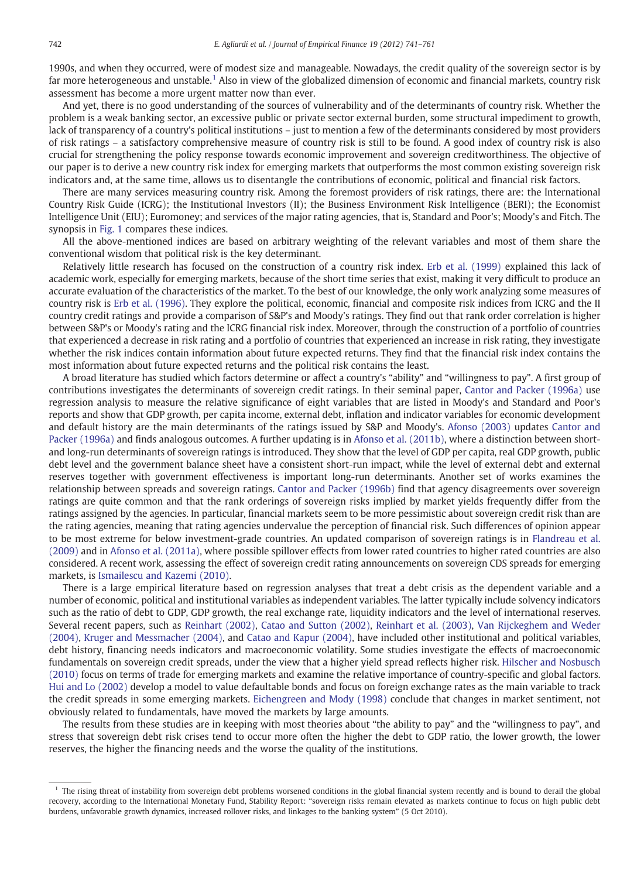1990s, and when they occurred, were of modest size and manageable. Nowadays, the credit quality of the sovereign sector is by far more heterogeneous and unstable.[1] Also in view of the globalized dimension of economic and financial markets, country risk assessment has become a more urgent matter now than ever.

And yet, there is no good understanding of the sources of vulnerability and of the determinants of country risk. Whether the problem is a weak banking sector, an excessive public or private sector external burden, some structural impediment to growth, lack of transparency of a country's political institutions – just to mention a few of the determinants considered by most providers of risk ratings – a satisfactory comprehensive measure of country risk is still to be found. A good index of country risk is also crucial for strengthening the policy response towards economic improvement and sovereign creditworthiness. The objective of our paper is to derive a new country risk index for emerging markets that outperforms the most common existing sovereign risk indicators and, at the same time, allows us to disentangle the contributions of economic, political and financial risk factors.

There are many services measuring country risk. Among the foremost providers of risk ratings, there are: the International Country Risk Guide (ICRG); the Institutional Investors (II); the Business Environment Risk Intelligence (BERI); the Economist Intelligence Unit (EIU); Euromoney; and services of the major rating agencies, that is, Standard and Poor's; Moody's and Fitch. The synopsis in Fig. 1 compares these indices.

All the above-mentioned indices are based on arbitrary weighting of the relevant variables and most of them share the conventional wisdom that political risk is the key determinant.

Relatively little research has focused on the construction of a country risk index. Erb et al. (1999) explained this lack of academic work, especially for emerging markets, because of the short time series that exist, making it very difficult to produce an accurate evaluation of the characteristics of the market. To the best of our knowledge, the only work analyzing some measures of country risk is Erb et al. (1996). They explore the political, economic, financial and composite risk indices from ICRG and the II country credit ratings and provide a comparison of S&P's and Moody's ratings. They find out that rank order correlation is higher between S&P's or Moody's rating and the ICRG financial risk index. Moreover, through the construction of a portfolio of countries that experienced a decrease in risk rating and a portfolio of countries that experienced an increase in risk rating, they investigate whether the risk indices contain information about future expected returns. They find that the financial risk index contains the most information about future expected returns and the political risk contains the least.

A broad literature has studied which factors determine or affect a country's "ability" and "willingness to pay". A first group of contributions investigates the determinants of sovereign credit ratings. In their seminal paper, Cantor and Packer (1996a) use regression analysis to measure the relative significance of eight variables that are listed in Moody's and Standard and Poor's reports and show that GDP growth, per capita income, external debt, inflation and indicator variables for economic development and default history are the main determinants of the ratings issued by S&P and Moody's. Afonso (2003) updates Cantor and Packer (1996a) and finds analogous outcomes. A further updating is in Afonso et al. (2011b), where a distinction between short- and long-run determinants of sovereign ratings is introduced. They show that the level of GDP per capita, real GDP growth, public debt level and the government balance sheet have a consistent short-run impact, while the level of external debt and external reserves together with government effectiveness is important long-run determinants. Another set of works examines the relationship between spreads and sovereign ratings. Cantor and Packer (1996b) find that agency disagreements over sovereign ratings are quite common and that the rank orderings of sovereign risks implied by market yields frequently differ from the ratings assigned by the agencies. In particular, financial markets seem to be more pessimistic about sovereign credit risk than are the rating agencies, meaning that rating agencies undervalue the perception of financial risk. Such differences of opinion appear to be most extreme for below investment-grade countries. An updated comparison of sovereign ratings is in Flandreau et al. (2009) and in Afonso et al. (2011a), where possible spillover effects from lower rated countries to higher rated countries are also considered. A recent work, assessing the effect of sovereign credit rating announcements on sovereign CDS spreads for emerging markets, is Ismailescu and Kazemi (2010).

There is a large empirical literature based on regression analyses that treat a debt crisis as the dependent variable and a number of economic, political and institutional variables as independent variables. The latter typically include solvency indicators such as the ratio of debt to GDP, GDP growth, the real exchange rate, liquidity indicators and the level of international reserves. Several recent papers, such as Reinhart (2002), Catao and Sutton (2002), Reinhart et al. (2003), Van Rijckeghem and Weder (2004), Kruger and Messmacher (2004), and Catao and Kapur (2004), have included other institutional and political variables, debt history, financing needs indicators and macroeconomic volatility. Some studies investigate the effects of macroeconomic fundamentals on sovereign credit spreads, under the view that a higher yield spread reflects higher risk. Hilscher and Nosbusch (2010) focus on terms of trade for emerging markets and examine the relative importance of country-specific and global factors. Hui and Lo (2002) develop a model to value defaultable bonds and focus on foreign exchange rates as the main variable to track the credit spreads in some emerging markets. Eichengreen and Mody (1998) conclude that changes in market sentiment, not obviously related to fundamentals, have moved the markets by large amounts.

The results from these studies are in keeping with most theories about "the ability to pay" and the "willingness to pay", and stress that sovereign debt risk crises tend to occur more often the higher the debt to GDP ratio, the lower growth, the lower reserves, the higher the financing needs and the worse the quality of the institutions.

---

[1] The rising threat of instability from sovereign debt problems worsened conditions in the global financial system recently and is bound to derail the global recovery, according to the International Monetary Fund, Stability Report: "sovereign risks remain elevated as markets continue to focus on high public debt burdens, unfavorable growth dynamics, increased rollover risks, and linkages to the banking system" (5 Oct 2010).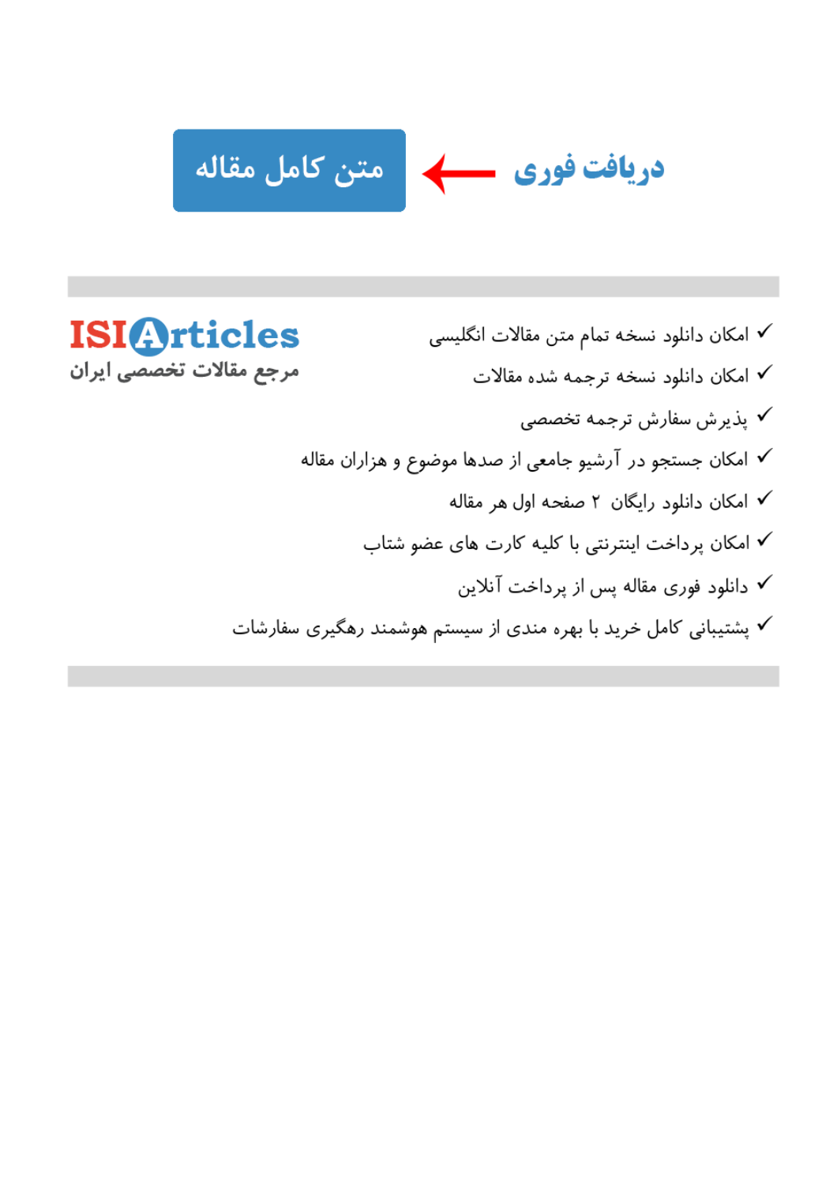دریافت فوری ← متن کامل مقاله

**ISIArticles**
مرجع مقالات تخصصی ایران

- ✓ امکان دانلود نسخه تمام متن مقالات انگلیسی
- ✓ امکان دانلود نسخه ترجمه شده مقالات
- ✓ پذیرش سفارش ترجمه تخصصی
- ✓ امکان جستجو در آرشیو جامعی از صدها موضوع و هزاران مقاله
- ✓ امکان دانلود رایگان ۲ صفحه اول هر مقاله
- ✓ امکان پرداخت اینترنتی با کلیه کارت های عضو شتاب
- ✓ دانلود فوری مقاله پس از پرداخت آنلاین
- ✓ پشتیبانی کامل خرید با بهره مندی از سیستم هوشمند رهگیری سفارشات